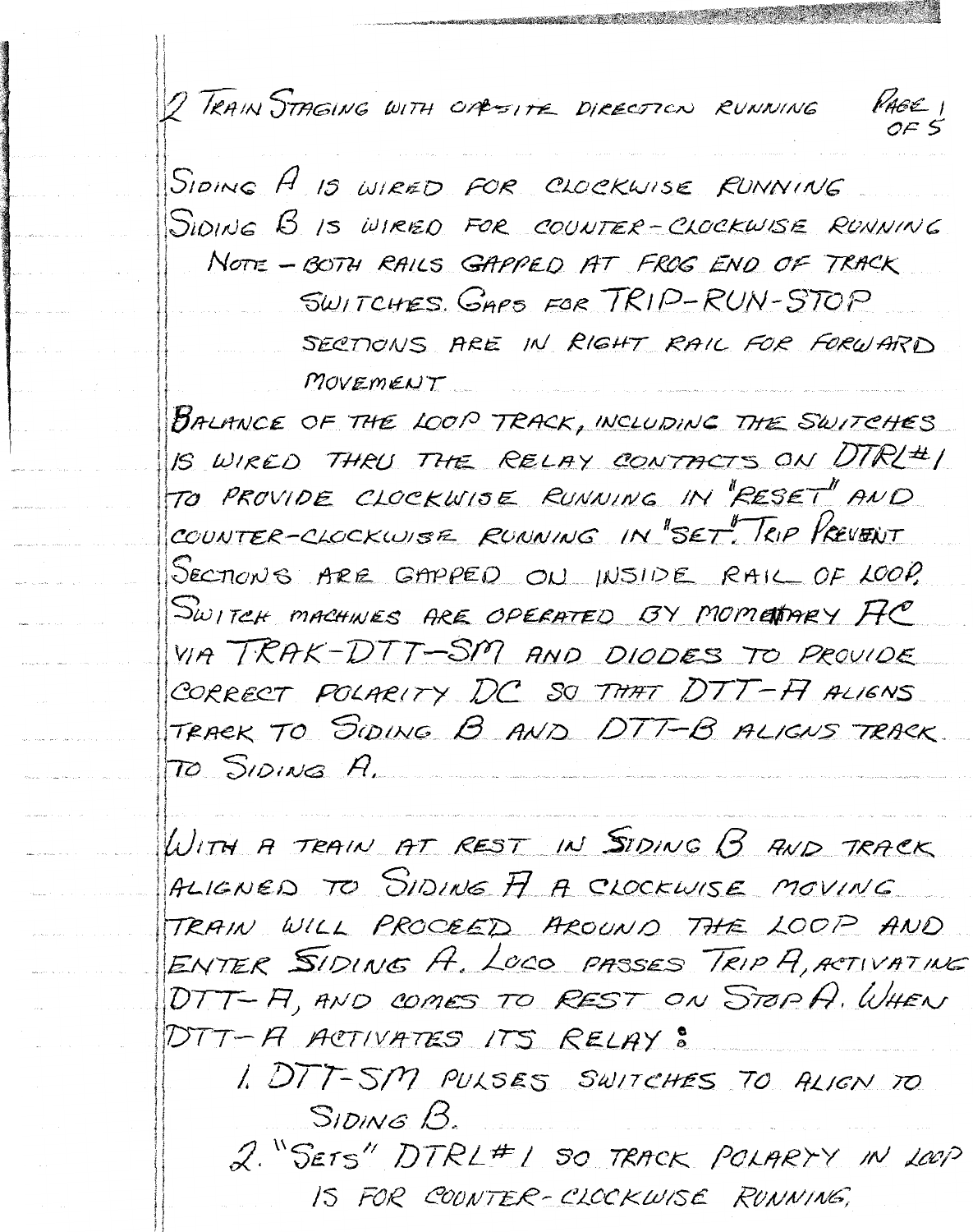# 2 TRAIN STAGING WITH OPPOSITE DIRECTION RUNNING

SIDING A IS WIRED FOR CLOCKWISE RUNNING
SIDING B IS WIRED FOR COUNTER-CLOCKWISE RUNNING

NOTE - BOTH RAILS GAPPED AT FROG END OF TRACK SWITCHES. GAPS FOR TRIP-RUN-STOP SECTIONS ARE IN RIGHT RAIL FOR FORWARD MOVEMENT

BALANCE OF THE LOOP TRACK, INCLUDING THE SWITCHES IS WIRED THRU THE RELAY CONTACTS ON DTRL#1 TO PROVIDE CLOCKWISE RUNNING IN "RESET" AND COUNTER-CLOCKWISE RUNNING IN "SET". TRIP PREVENT SECTIONS ARE GAPPED ON INSIDE RAIL OF LOOP. SWITCH MACHINES ARE OPERATED BY MOMENTARY AC VIA TRAK-DTT-SM AND DIODES TO PROVIDE CORRECT POLARITY DC SO THAT DTT-A ALIGNS TRACK TO SIDING B AND DTT-B ALIGNS TRACK TO SIDING A.

WITH A TRAIN AT REST IN SIDING B AND TRACK ALIGNED TO SIDING A A CLOCKWISE MOVING TRAIN WILL PROCEED AROUND THE LOOP AND ENTER SIDING A. LOCO PASSES TRIP A, ACTIVATING DTT-A, AND COMES TO REST ON STOP A. WHEN DTT-A ACTIVATES ITS RELAY:

1. DTT-SM PULSES SWITCHES TO ALIGN TO SIDING B.
2. "SETS" DTRL#1 SO TRACK POLARTY IN LOOP IS FOR COUNTER-CLOCKWISE RUNNING.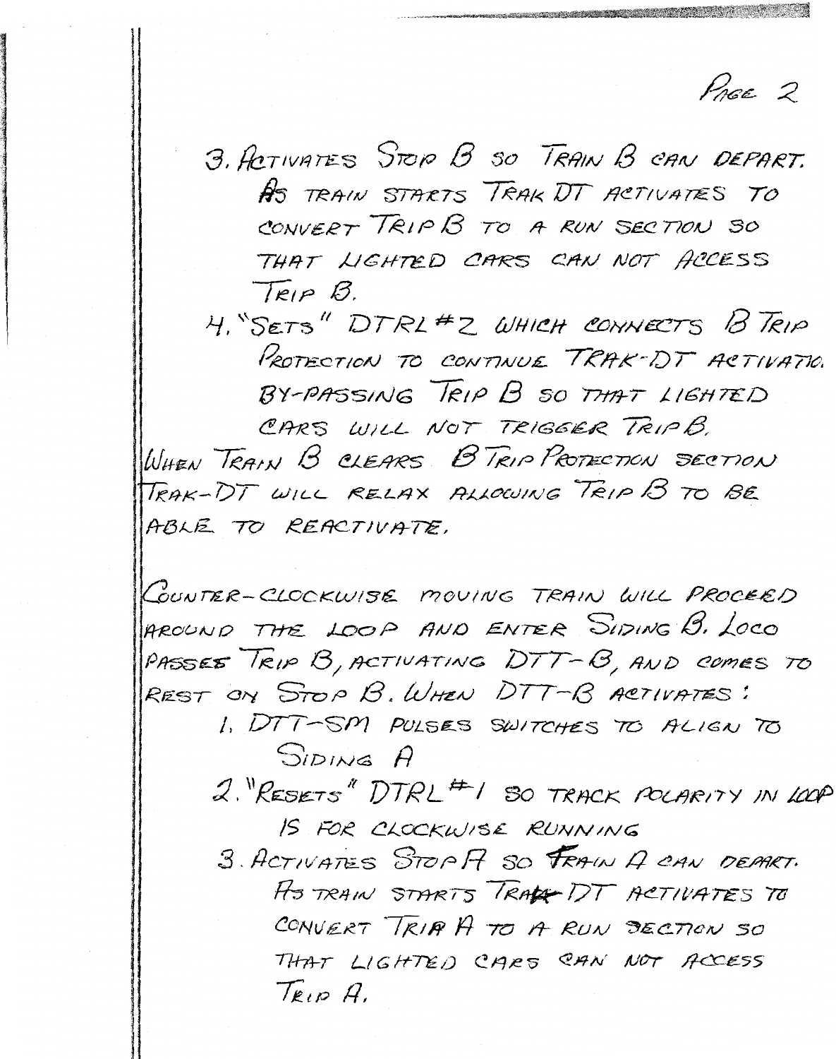3. ACTIVATES STOP B SO TRAIN B CAN DEPART. AS TRAIN STARTS TRAK DT ACTIVATES TO CONVERT TRIP B TO A RUN SECTION SO THAT LIGHTED CARS CAN NOT ACCESS TRIP B.
4. "SETS" DTRL #2 WHICH CONNECTS B TRIP PROTECTION TO CONTINUE TRAK-DT ACTIVATIO. BY-PASSING TRIP B SO THAT LIGHTED CARS WILL NOT TRIGGER TRIP B.

WHEN TRAIN B CLEARS B TRIP PROTECTION SECTION TRAK-DT WILL RELAX ALLOWING TRIP B TO BE ABLE TO REACTIVATE.

COUNTER-CLOCKWISE MOVING TRAIN WILL PROCEED AROUND THE LOOP AND ENTER SIDING B. LOCO PASSES TRIP B, ACTIVATING DTT-B, AND COMES TO REST ON STOP B. WHEN DTT-B ACTIVATES:

1. DTT-SM PULSES SWITCHES TO ALIGN TO SIDING A
2. "RESETS" DTRL #1 SO TRACK POLARITY IN LOOP IS FOR CLOCKWISE RUNNING
3. ACTIVATES STOP A SO TRAIN A CAN DEPART. AS TRAIN STARTS TRAK DT ACTIVATES TO CONVERT TRIP A TO A RUN SECTION SO THAT LIGHTED CARS CAN NOT ACCESS TRIP A.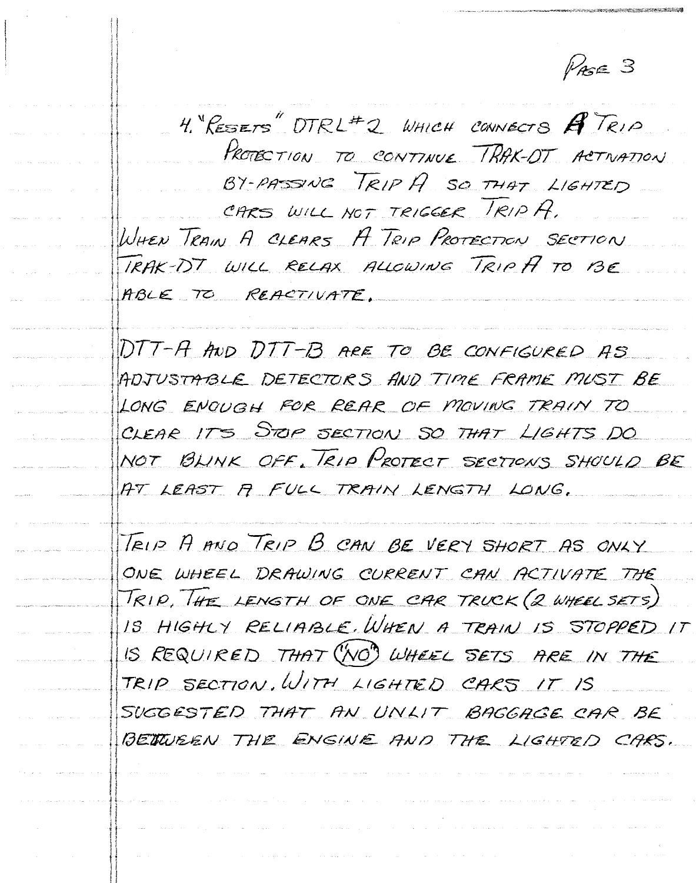4. "RESETS" DTRL#2 WHICH CONNECTS A TRIP PROTECTION TO CONTINUE TRAK-DT ACTIVATION BY-PASSING TRIP A SO THAT LIGHTED CARS WILL NOT TRIGGER TRIP A.

WHEN TRAIN A CLEARS A TRIP PROTECTION SECTION TRAK-DT WILL RELAX ALLOWING TRIP A TO BE ABLE TO REACTIVATE.

DTT-A AND DTT-B ARE TO BE CONFIGURED AS ADJUSTABLE DETECTORS AND TIME FRAME MUST BE LONG ENOUGH FOR REAR OF MOVING TRAIN TO CLEAR ITS STOP SECTION SO THAT LIGHTS DO NOT BLINK OFF. TRIP PROTECT SECTIONS SHOULD BE AT LEAST A FULL TRAIN LENGTH LONG.

TRIP A AND TRIP B CAN BE VERY SHORT AS ONLY ONE WHEEL DRAWING CURRENT CAN ACTIVATE THE TRIP. THE LENGTH OF ONE CAR TRUCK (2 WHEEL SETS) IS HIGHLY RELIABLE. WHEN A TRAIN IS STOPPED IT IS REQUIRED THAT ("NO") WHEEL SETS ARE IN THE TRIP SECTION. WITH LIGHTED CARS IT IS SUGGESTED THAT AN UNLIT BAGGAGE CAR BE BETWEEN THE ENGINE AND THE LIGHTED CARS.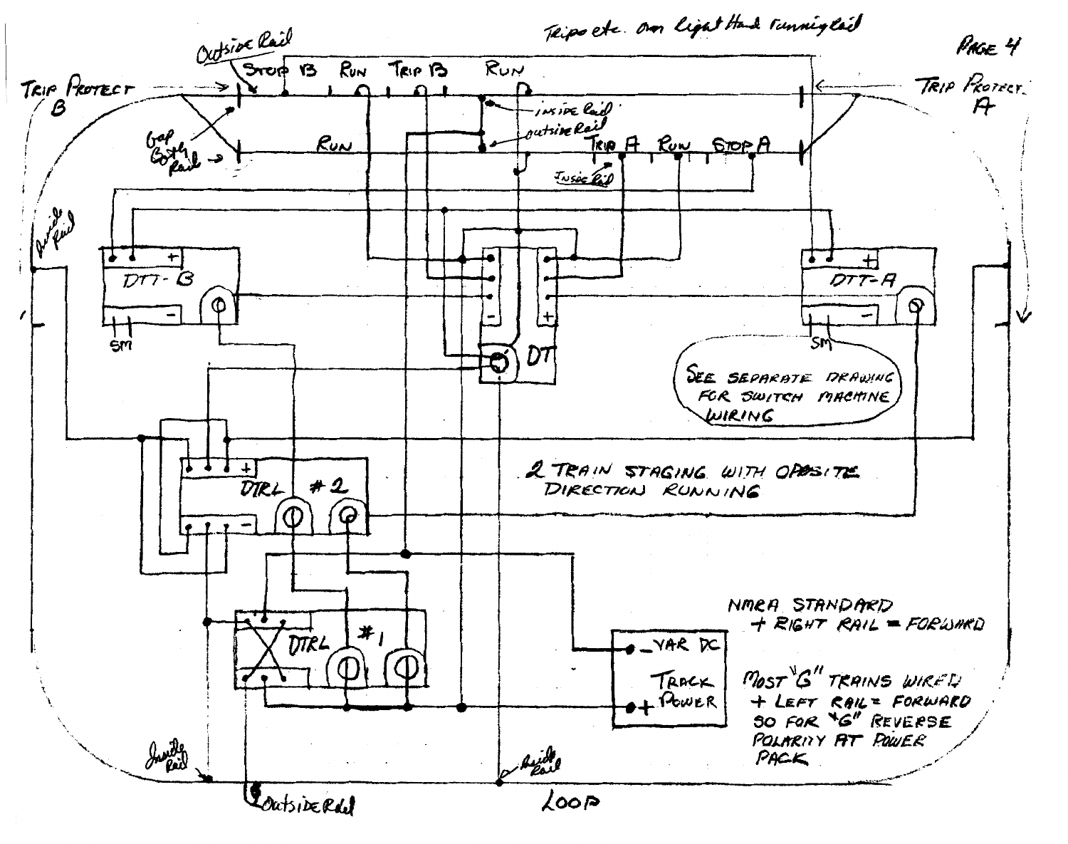Trips etc. on Right Hand running rail

Outside Rail

STOP B RUN TRIP B RUN

TRIP PROTECT B

TRIP PROTECT A

inside rail

outside rail

Gap Both rail

RUN

TRIP A RUN STOP A

Inside Rail

Inside Rail

DTT-B

DTT-A

DT

SM

SM

SEE SEPARATE DRAWING FOR SWITCH MACHINE WIRING

DTRL #2

2 TRAIN STAGING WITH OPPOSITE DIRECTION RUNNING

DTRL #1

NMRA STANDARD
+ RIGHT RAIL = FORWARD

− VAR DC

TRACK POWER

\+

MOST "G" TRAINS WIRED
\+ LEFT RAIL = FORWARD
SO FOR "G" REVERSE
POLARITY AT POWER
PACK

Inside Rail

Inside Rail

Outside Rail

LOOP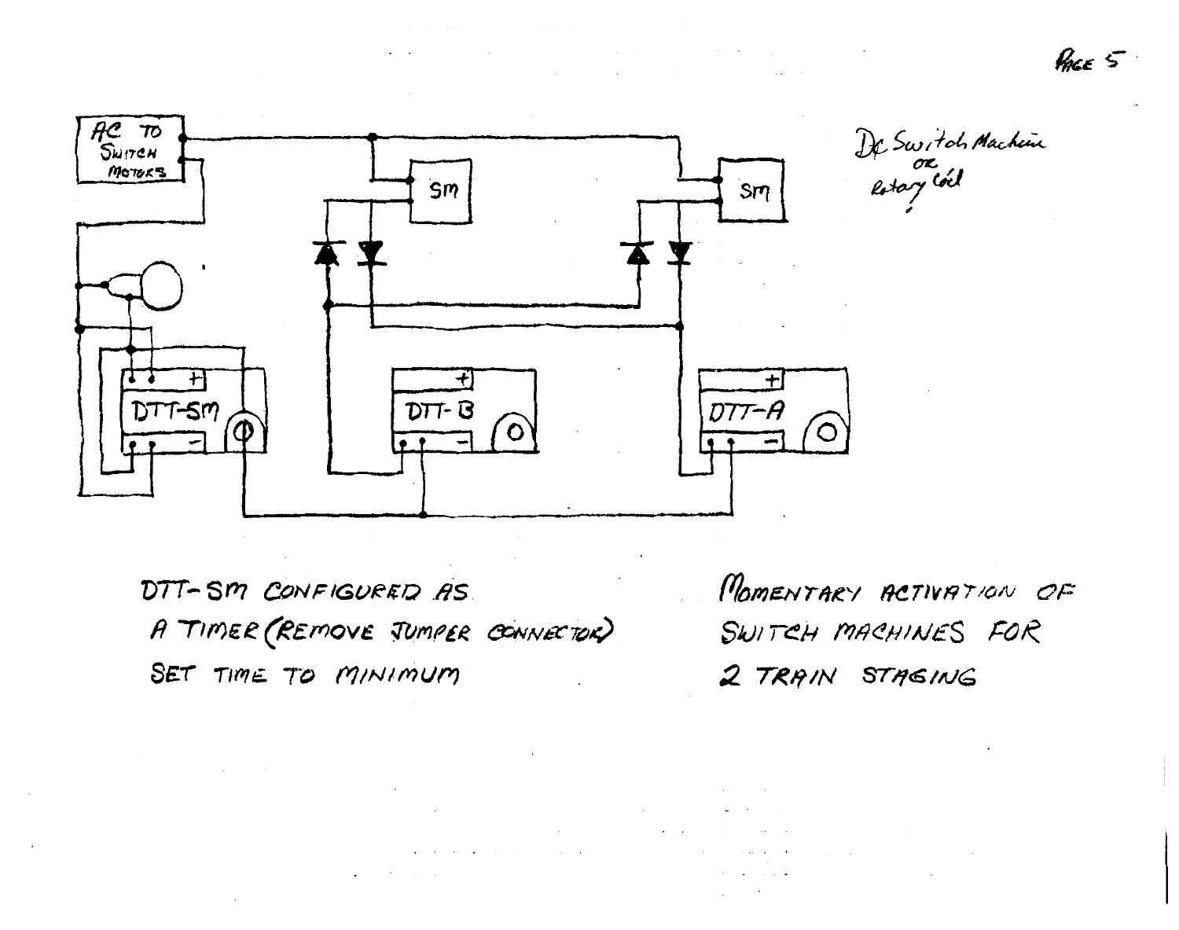AC TO SWITCH MOTORS

SM

SM

Dc Switch Machine or Rotary Coil

DTT-SM

DTT-B

DTT-A

+

−

DTT-SM CONFIGURED AS A TIMER (REMOVE JUMPER CONNECTOR) SET TIME TO MINIMUM

MOMENTARY ACTIVATION OF SWITCH MACHINES FOR 2 TRAIN STAGING